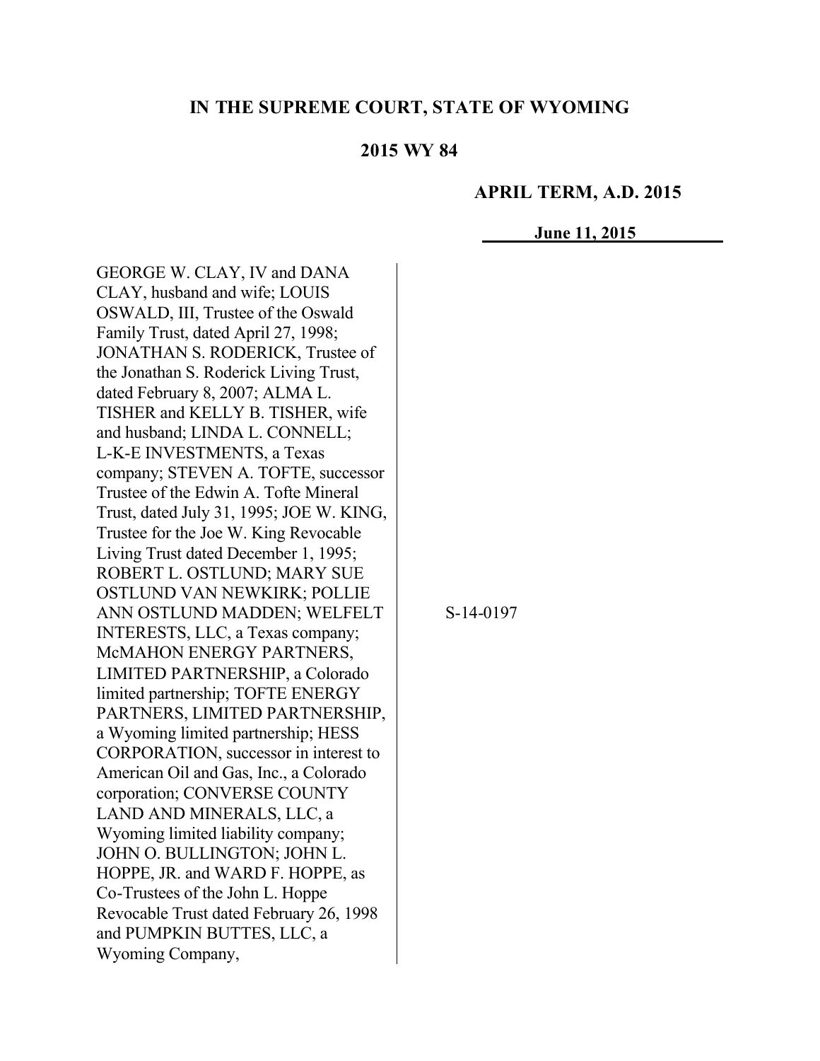**IN THE SUPREME COURT, STATE OF WYOMING**

**2015 WY 84**

**APRIL TERM, A.D. 2015**

**June 11, 2015**

GEORGE W. CLAY, IV and DANA CLAY, husband and wife; LOUIS OSWALD, III, Trustee of the Oswald Family Trust, dated April 27, 1998; JONATHAN S. RODERICK, Trustee of the Jonathan S. Roderick Living Trust, dated February 8, 2007; ALMA L. TISHER and KELLY B. TISHER, wife and husband; LINDA L. CONNELL; L-K-E INVESTMENTS, a Texas company; STEVEN A. TOFTE, successor Trustee of the Edwin A. Tofte Mineral Trust, dated July 31, 1995; JOE W. KING, Trustee for the Joe W. King Revocable Living Trust dated December 1, 1995; ROBERT L. OSTLUND; MARY SUE OSTLUND VAN NEWKIRK; POLLIE ANN OSTLUND MADDEN; WELFELT INTERESTS, LLC, a Texas company; McMAHON ENERGY PARTNERS, LIMITED PARTNERSHIP, a Colorado limited partnership; TOFTE ENERGY PARTNERS, LIMITED PARTNERSHIP, a Wyoming limited partnership; HESS CORPORATION, successor in interest to American Oil and Gas, Inc., a Colorado corporation; CONVERSE COUNTY LAND AND MINERALS, LLC, a Wyoming limited liability company; JOHN O. BULLINGTON; JOHN L. HOPPE, JR. and WARD F. HOPPE, as Co-Trustees of the John L. Hoppe Revocable Trust dated February 26, 1998 and PUMPKIN BUTTES, LLC, a Wyoming Company,

S-14-0197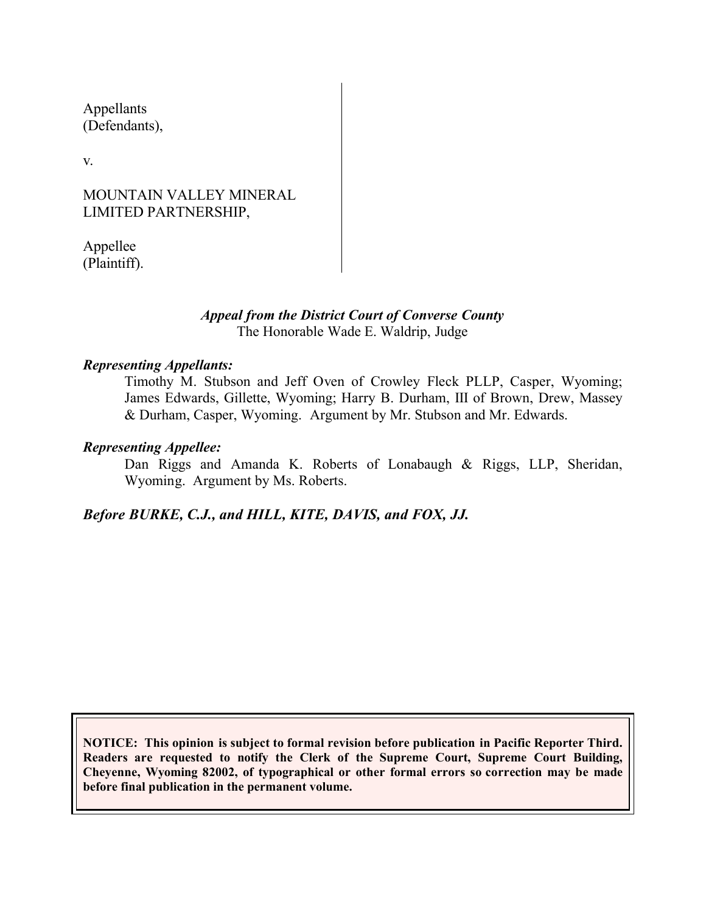Appellants
(Defendants),

v.

MOUNTAIN VALLEY MINERAL
LIMITED PARTNERSHIP,

Appellee
(Plaintiff).

*Appeal from the District Court of Converse County*
The Honorable Wade E. Waldrip, Judge

***Representing Appellants:***

Timothy M. Stubson and Jeff Oven of Crowley Fleck PLLP, Casper, Wyoming; James Edwards, Gillette, Wyoming; Harry B. Durham, III of Brown, Drew, Massey & Durham, Casper, Wyoming. Argument by Mr. Stubson and Mr. Edwards.

***Representing Appellee:***

Dan Riggs and Amanda K. Roberts of Lonabaugh & Riggs, LLP, Sheridan, Wyoming. Argument by Ms. Roberts.

***Before BURKE, C.J., and HILL, KITE, DAVIS, and FOX, JJ.***

**NOTICE: This opinion is subject to formal revision before publication in Pacific Reporter Third. Readers are requested to notify the Clerk of the Supreme Court, Supreme Court Building, Cheyenne, Wyoming 82002, of typographical or other formal errors so correction may be made before final publication in the permanent volume.**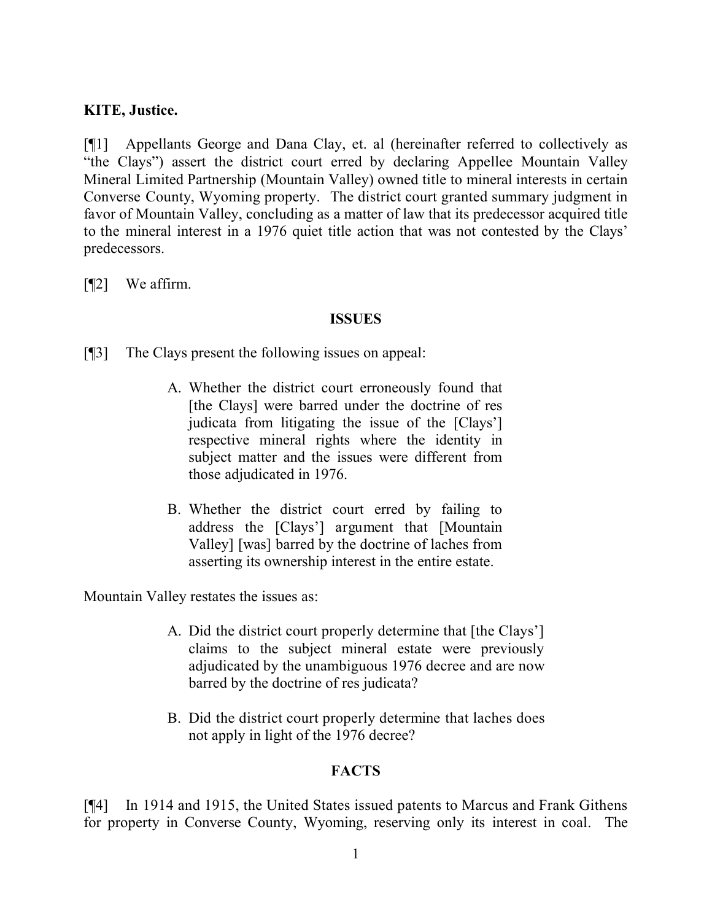**KITE, Justice.**

[¶1] Appellants George and Dana Clay, et. al (hereinafter referred to collectively as "the Clays") assert the district court erred by declaring Appellee Mountain Valley Mineral Limited Partnership (Mountain Valley) owned title to mineral interests in certain Converse County, Wyoming property. The district court granted summary judgment in favor of Mountain Valley, concluding as a matter of law that its predecessor acquired title to the mineral interest in a 1976 quiet title action that was not contested by the Clays' predecessors.

[¶2] We affirm.

**ISSUES**

[¶3] The Clays present the following issues on appeal:

> A. Whether the district court erroneously found that [the Clays] were barred under the doctrine of res judicata from litigating the issue of the [Clays'] respective mineral rights where the identity in subject matter and the issues were different from those adjudicated in 1976.
>
> B. Whether the district court erred by failing to address the [Clays'] argument that [Mountain Valley] [was] barred by the doctrine of laches from asserting its ownership interest in the entire estate.

Mountain Valley restates the issues as:

> A. Did the district court properly determine that [the Clays'] claims to the subject mineral estate were previously adjudicated by the unambiguous 1976 decree and are now barred by the doctrine of res judicata?
>
> B. Did the district court properly determine that laches does not apply in light of the 1976 decree?

**FACTS**

[¶4] In 1914 and 1915, the United States issued patents to Marcus and Frank Githens for property in Converse County, Wyoming, reserving only its interest in coal. The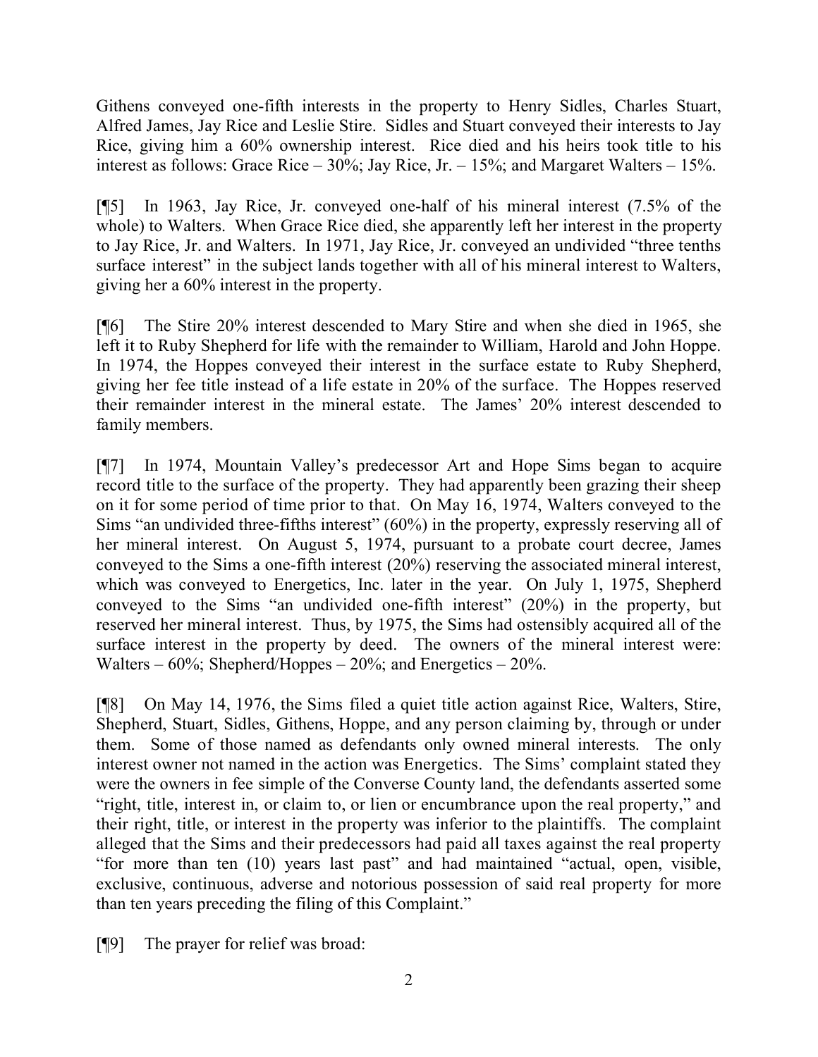Githens conveyed one-fifth interests in the property to Henry Sidles, Charles Stuart, Alfred James, Jay Rice and Leslie Stire. Sidles and Stuart conveyed their interests to Jay Rice, giving him a 60% ownership interest. Rice died and his heirs took title to his interest as follows: Grace Rice – 30%; Jay Rice, Jr. – 15%; and Margaret Walters – 15%.

[¶5] In 1963, Jay Rice, Jr. conveyed one-half of his mineral interest (7.5% of the whole) to Walters. When Grace Rice died, she apparently left her interest in the property to Jay Rice, Jr. and Walters. In 1971, Jay Rice, Jr. conveyed an undivided "three tenths surface interest" in the subject lands together with all of his mineral interest to Walters, giving her a 60% interest in the property.

[¶6] The Stire 20% interest descended to Mary Stire and when she died in 1965, she left it to Ruby Shepherd for life with the remainder to William, Harold and John Hoppe. In 1974, the Hoppes conveyed their interest in the surface estate to Ruby Shepherd, giving her fee title instead of a life estate in 20% of the surface. The Hoppes reserved their remainder interest in the mineral estate. The James' 20% interest descended to family members.

[¶7] In 1974, Mountain Valley's predecessor Art and Hope Sims began to acquire record title to the surface of the property. They had apparently been grazing their sheep on it for some period of time prior to that. On May 16, 1974, Walters conveyed to the Sims "an undivided three-fifths interest" (60%) in the property, expressly reserving all of her mineral interest. On August 5, 1974, pursuant to a probate court decree, James conveyed to the Sims a one-fifth interest (20%) reserving the associated mineral interest, which was conveyed to Energetics, Inc. later in the year. On July 1, 1975, Shepherd conveyed to the Sims "an undivided one-fifth interest" (20%) in the property, but reserved her mineral interest. Thus, by 1975, the Sims had ostensibly acquired all of the surface interest in the property by deed. The owners of the mineral interest were: Walters – 60%; Shepherd/Hoppes – 20%; and Energetics – 20%.

[¶8] On May 14, 1976, the Sims filed a quiet title action against Rice, Walters, Stire, Shepherd, Stuart, Sidles, Githens, Hoppe, and any person claiming by, through or under them. Some of those named as defendants only owned mineral interests. The only interest owner not named in the action was Energetics. The Sims' complaint stated they were the owners in fee simple of the Converse County land, the defendants asserted some "right, title, interest in, or claim to, or lien or encumbrance upon the real property," and their right, title, or interest in the property was inferior to the plaintiffs. The complaint alleged that the Sims and their predecessors had paid all taxes against the real property "for more than ten (10) years last past" and had maintained "actual, open, visible, exclusive, continuous, adverse and notorious possession of said real property for more than ten years preceding the filing of this Complaint."

[¶9] The prayer for relief was broad: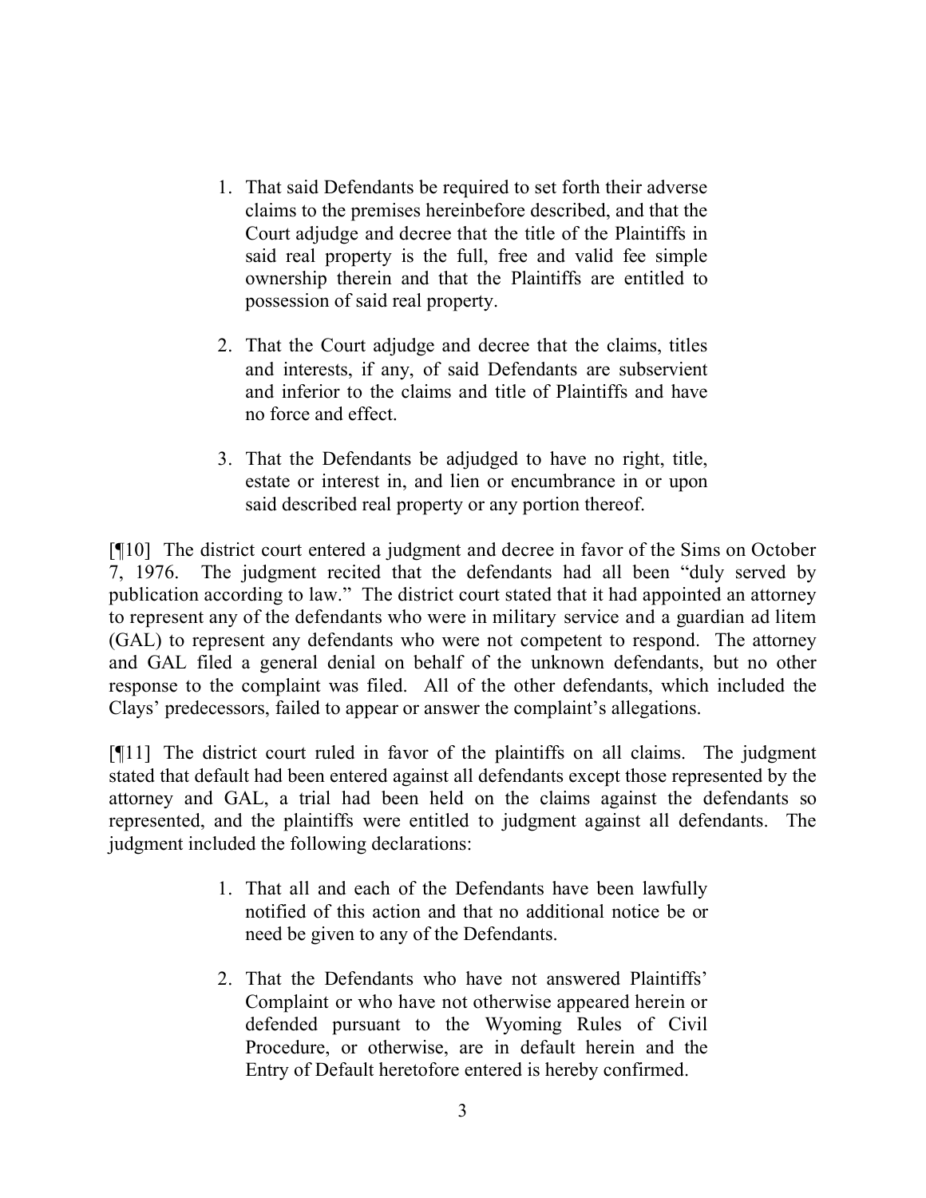> 1. That said Defendants be required to set forth their adverse claims to the premises hereinbefore described, and that the Court adjudge and decree that the title of the Plaintiffs in said real property is the full, free and valid fee simple ownership therein and that the Plaintiffs are entitled to possession of said real property.
>
> 2. That the Court adjudge and decree that the claims, titles and interests, if any, of said Defendants are subservient and inferior to the claims and title of Plaintiffs and have no force and effect.
>
> 3. That the Defendants be adjudged to have no right, title, estate or interest in, and lien or encumbrance in or upon said described real property or any portion thereof.

[¶10] The district court entered a judgment and decree in favor of the Sims on October 7, 1976. The judgment recited that the defendants had all been "duly served by publication according to law." The district court stated that it had appointed an attorney to represent any of the defendants who were in military service and a guardian ad litem (GAL) to represent any defendants who were not competent to respond. The attorney and GAL filed a general denial on behalf of the unknown defendants, but no other response to the complaint was filed. All of the other defendants, which included the Clays' predecessors, failed to appear or answer the complaint's allegations.

[¶11] The district court ruled in favor of the plaintiffs on all claims. The judgment stated that default had been entered against all defendants except those represented by the attorney and GAL, a trial had been held on the claims against the defendants so represented, and the plaintiffs were entitled to judgment against all defendants. The judgment included the following declarations:

> 1. That all and each of the Defendants have been lawfully notified of this action and that no additional notice be or need be given to any of the Defendants.
>
> 2. That the Defendants who have not answered Plaintiffs' Complaint or who have not otherwise appeared herein or defended pursuant to the Wyoming Rules of Civil Procedure, or otherwise, are in default herein and the Entry of Default heretofore entered is hereby confirmed.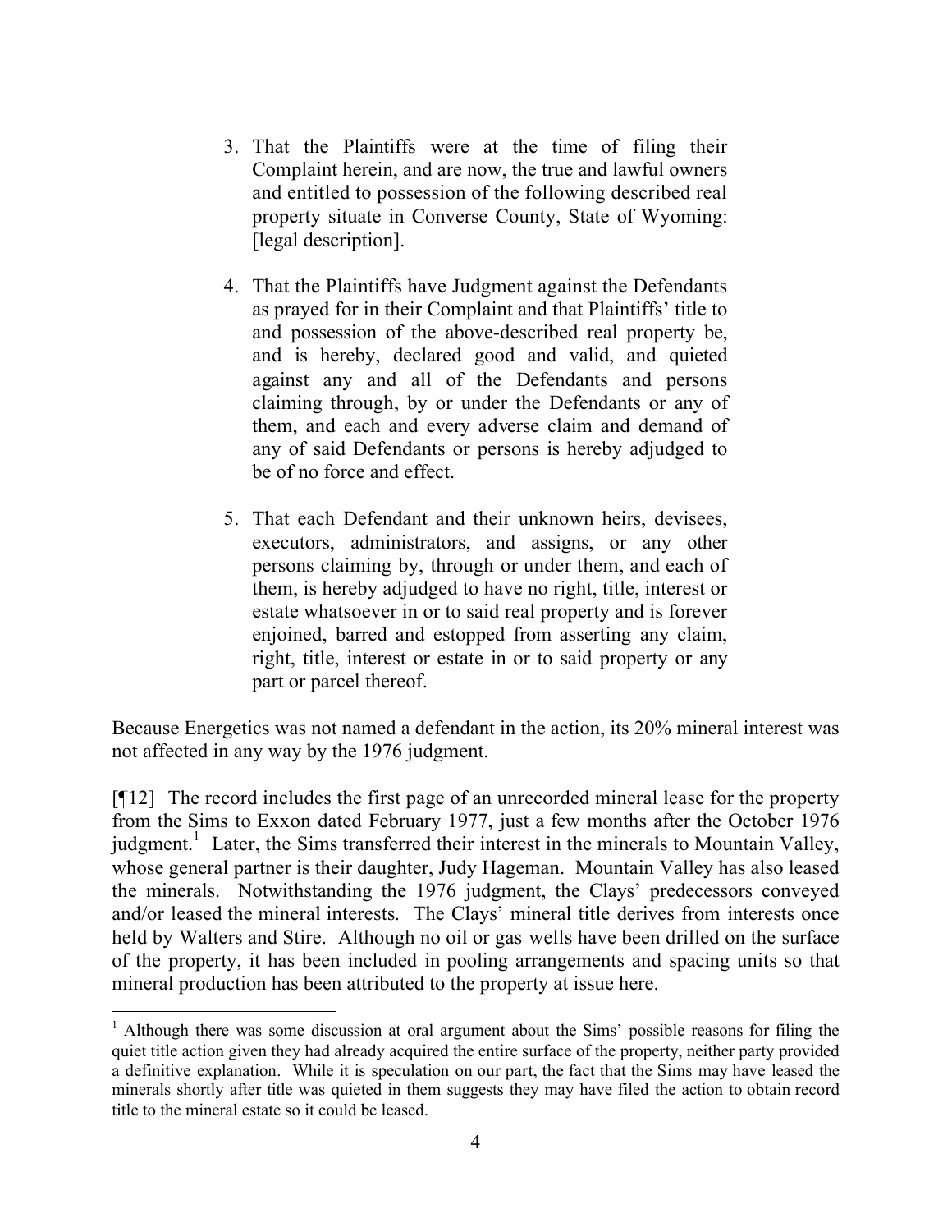3. That the Plaintiffs were at the time of filing their Complaint herein, and are now, the true and lawful owners and entitled to possession of the following described real property situate in Converse County, State of Wyoming: [legal description].

4. That the Plaintiffs have Judgment against the Defendants as prayed for in their Complaint and that Plaintiffs' title to and possession of the above-described real property be, and is hereby, declared good and valid, and quieted against any and all of the Defendants and persons claiming through, by or under the Defendants or any of them, and each and every adverse claim and demand of any of said Defendants or persons is hereby adjudged to be of no force and effect.

5. That each Defendant and their unknown heirs, devisees, executors, administrators, and assigns, or any other persons claiming by, through or under them, and each of them, is hereby adjudged to have no right, title, interest or estate whatsoever in or to said real property and is forever enjoined, barred and estopped from asserting any claim, right, title, interest or estate in or to said property or any part or parcel thereof.

Because Energetics was not named a defendant in the action, its 20% mineral interest was not affected in any way by the 1976 judgment.

[¶12] The record includes the first page of an unrecorded mineral lease for the property from the Sims to Exxon dated February 1977, just a few months after the October 1976 judgment.[1] Later, the Sims transferred their interest in the minerals to Mountain Valley, whose general partner is their daughter, Judy Hageman. Mountain Valley has also leased the minerals. Notwithstanding the 1976 judgment, the Clays' predecessors conveyed and/or leased the mineral interests. The Clays' mineral title derives from interests once held by Walters and Stire. Although no oil or gas wells have been drilled on the surface of the property, it has been included in pooling arrangements and spacing units so that mineral production has been attributed to the property at issue here.

[1] Although there was some discussion at oral argument about the Sims' possible reasons for filing the quiet title action given they had already acquired the entire surface of the property, neither party provided a definitive explanation. While it is speculation on our part, the fact that the Sims may have leased the minerals shortly after title was quieted in them suggests they may have filed the action to obtain record title to the mineral estate so it could be leased.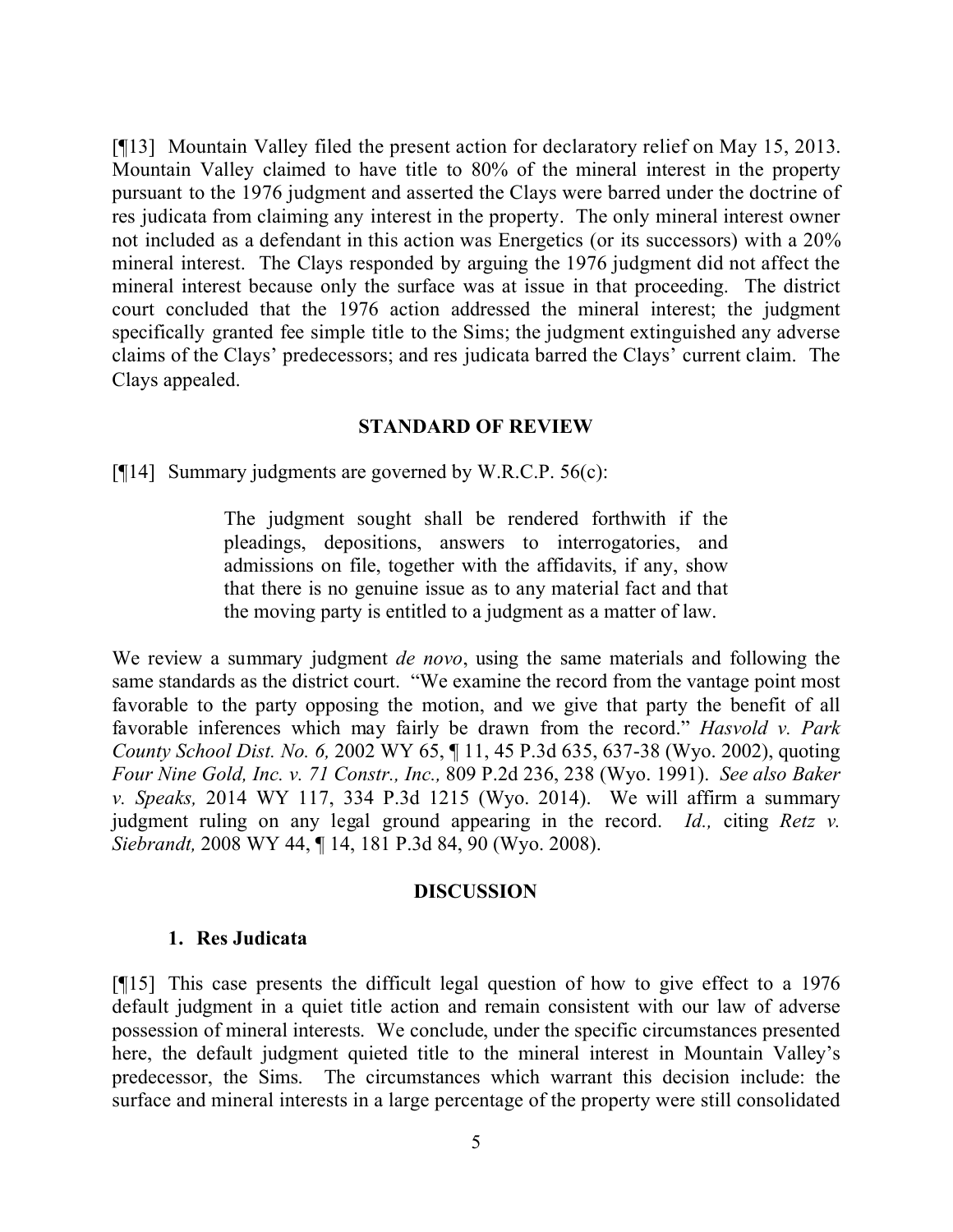[¶13] Mountain Valley filed the present action for declaratory relief on May 15, 2013. Mountain Valley claimed to have title to 80% of the mineral interest in the property pursuant to the 1976 judgment and asserted the Clays were barred under the doctrine of res judicata from claiming any interest in the property. The only mineral interest owner not included as a defendant in this action was Energetics (or its successors) with a 20% mineral interest. The Clays responded by arguing the 1976 judgment did not affect the mineral interest because only the surface was at issue in that proceeding. The district court concluded that the 1976 action addressed the mineral interest; the judgment specifically granted fee simple title to the Sims; the judgment extinguished any adverse claims of the Clays' predecessors; and res judicata barred the Clays' current claim. The Clays appealed.

## STANDARD OF REVIEW

[¶14] Summary judgments are governed by W.R.C.P. 56(c):

> The judgment sought shall be rendered forthwith if the pleadings, depositions, answers to interrogatories, and admissions on file, together with the affidavits, if any, show that there is no genuine issue as to any material fact and that the moving party is entitled to a judgment as a matter of law.

We review a summary judgment *de novo*, using the same materials and following the same standards as the district court. "We examine the record from the vantage point most favorable to the party opposing the motion, and we give that party the benefit of all favorable inferences which may fairly be drawn from the record." *Hasvold v. Park County School Dist. No. 6,* 2002 WY 65, ¶ 11, 45 P.3d 635, 637-38 (Wyo. 2002), quoting *Four Nine Gold, Inc. v. 71 Constr., Inc.,* 809 P.2d 236, 238 (Wyo. 1991). *See also Baker v. Speaks,* 2014 WY 117, 334 P.3d 1215 (Wyo. 2014). We will affirm a summary judgment ruling on any legal ground appearing in the record. *Id.,* citing *Retz v. Siebrandt,* 2008 WY 44, ¶ 14, 181 P.3d 84, 90 (Wyo. 2008).

## DISCUSSION

### 1. Res Judicata

[¶15] This case presents the difficult legal question of how to give effect to a 1976 default judgment in a quiet title action and remain consistent with our law of adverse possession of mineral interests. We conclude, under the specific circumstances presented here, the default judgment quieted title to the mineral interest in Mountain Valley's predecessor, the Sims. The circumstances which warrant this decision include: the surface and mineral interests in a large percentage of the property were still consolidated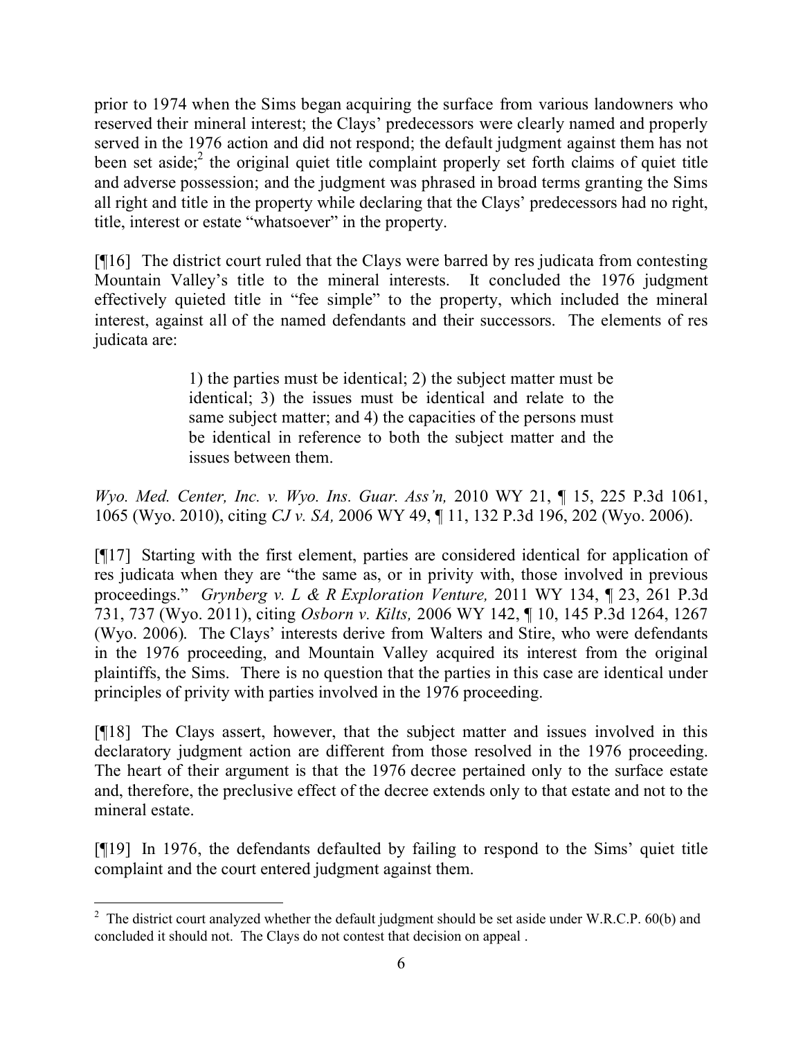prior to 1974 when the Sims began acquiring the surface from various landowners who reserved their mineral interest; the Clays' predecessors were clearly named and properly served in the 1976 action and did not respond; the default judgment against them has not been set aside;[2] the original quiet title complaint properly set forth claims of quiet title and adverse possession; and the judgment was phrased in broad terms granting the Sims all right and title in the property while declaring that the Clays' predecessors had no right, title, interest or estate "whatsoever" in the property.

[¶16] The district court ruled that the Clays were barred by res judicata from contesting Mountain Valley's title to the mineral interests. It concluded the 1976 judgment effectively quieted title in "fee simple" to the property, which included the mineral interest, against all of the named defendants and their successors. The elements of res judicata are:

> 1) the parties must be identical; 2) the subject matter must be identical; 3) the issues must be identical and relate to the same subject matter; and 4) the capacities of the persons must be identical in reference to both the subject matter and the issues between them.

*Wyo. Med. Center, Inc. v. Wyo. Ins. Guar. Ass'n,* 2010 WY 21, ¶ 15, 225 P.3d 1061, 1065 (Wyo. 2010), citing *CJ v. SA,* 2006 WY 49, ¶ 11, 132 P.3d 196, 202 (Wyo. 2006).

[¶17] Starting with the first element, parties are considered identical for application of res judicata when they are "the same as, or in privity with, those involved in previous proceedings." *Grynberg v. L & R Exploration Venture,* 2011 WY 134, ¶ 23, 261 P.3d 731, 737 (Wyo. 2011), citing *Osborn v. Kilts,* 2006 WY 142, ¶ 10, 145 P.3d 1264, 1267 (Wyo. 2006). The Clays' interests derive from Walters and Stire, who were defendants in the 1976 proceeding, and Mountain Valley acquired its interest from the original plaintiffs, the Sims. There is no question that the parties in this case are identical under principles of privity with parties involved in the 1976 proceeding.

[¶18] The Clays assert, however, that the subject matter and issues involved in this declaratory judgment action are different from those resolved in the 1976 proceeding. The heart of their argument is that the 1976 decree pertained only to the surface estate and, therefore, the preclusive effect of the decree extends only to that estate and not to the mineral estate.

[¶19] In 1976, the defendants defaulted by failing to respond to the Sims' quiet title complaint and the court entered judgment against them.

---

[2] The district court analyzed whether the default judgment should be set aside under W.R.C.P. 60(b) and concluded it should not. The Clays do not contest that decision on appeal .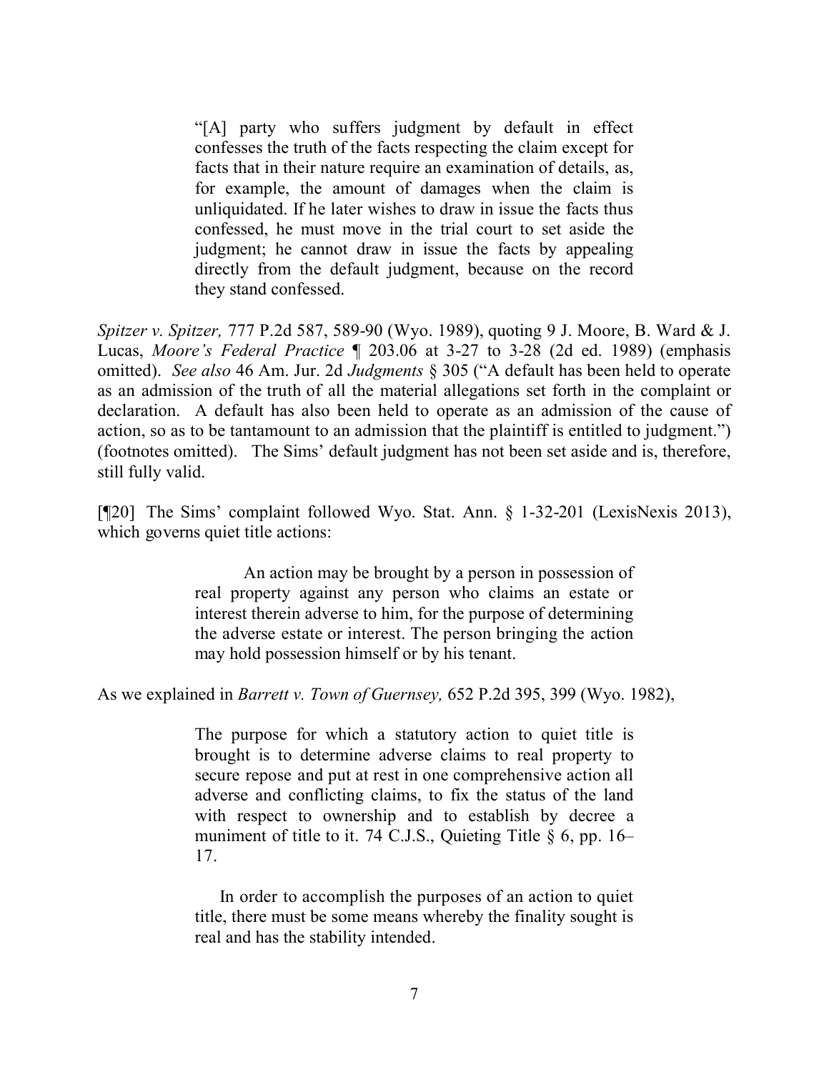> "[A] party who suffers judgment by default in effect confesses the truth of the facts respecting the claim except for facts that in their nature require an examination of details, as, for example, the amount of damages when the claim is unliquidated. If he later wishes to draw in issue the facts thus confessed, he must move in the trial court to set aside the judgment; he cannot draw in issue the facts by appealing directly from the default judgment, because on the record they stand confessed.

*Spitzer v. Spitzer,* 777 P.2d 587, 589-90 (Wyo. 1989), quoting 9 J. Moore, B. Ward & J. Lucas, *Moore's Federal Practice* ¶ 203.06 at 3-27 to 3-28 (2d ed. 1989) (emphasis omitted). *See also* 46 Am. Jur. 2d *Judgments* § 305 ("A default has been held to operate as an admission of the truth of all the material allegations set forth in the complaint or declaration. A default has also been held to operate as an admission of the cause of action, so as to be tantamount to an admission that the plaintiff is entitled to judgment.") (footnotes omitted). The Sims' default judgment has not been set aside and is, therefore, still fully valid.

[¶20] The Sims' complaint followed Wyo. Stat. Ann. § 1-32-201 (LexisNexis 2013), which governs quiet title actions:

> An action may be brought by a person in possession of real property against any person who claims an estate or interest therein adverse to him, for the purpose of determining the adverse estate or interest. The person bringing the action may hold possession himself or by his tenant.

As we explained in *Barrett v. Town of Guernsey,* 652 P.2d 395, 399 (Wyo. 1982),

> The purpose for which a statutory action to quiet title is brought is to determine adverse claims to real property to secure repose and put at rest in one comprehensive action all adverse and conflicting claims, to fix the status of the land with respect to ownership and to establish by decree a muniment of title to it. 74 C.J.S., Quieting Title § 6, pp. 16–17.
>
> In order to accomplish the purposes of an action to quiet title, there must be some means whereby the finality sought is real and has the stability intended.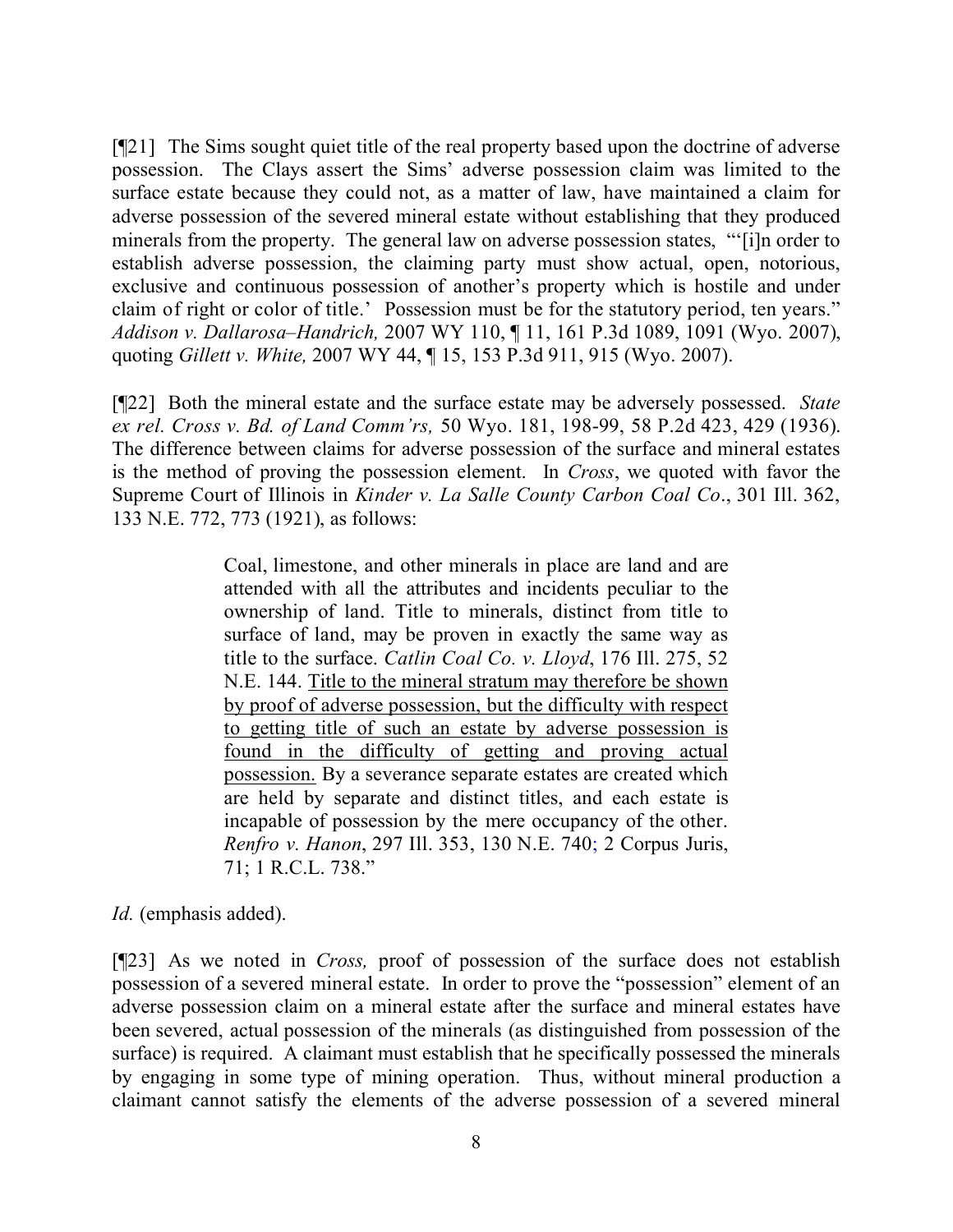[¶21] The Sims sought quiet title of the real property based upon the doctrine of adverse possession. The Clays assert the Sims' adverse possession claim was limited to the surface estate because they could not, as a matter of law, have maintained a claim for adverse possession of the severed mineral estate without establishing that they produced minerals from the property. The general law on adverse possession states, "'[i]n order to establish adverse possession, the claiming party must show actual, open, notorious, exclusive and continuous possession of another's property which is hostile and under claim of right or color of title.' Possession must be for the statutory period, ten years." *Addison v. Dallarosa–Handrich,* 2007 WY 110, ¶ 11, 161 P.3d 1089, 1091 (Wyo. 2007), quoting *Gillett v. White,* 2007 WY 44, ¶ 15, 153 P.3d 911, 915 (Wyo. 2007).

[¶22] Both the mineral estate and the surface estate may be adversely possessed. *State ex rel. Cross v. Bd. of Land Comm'rs,* 50 Wyo. 181, 198-99, 58 P.2d 423, 429 (1936). The difference between claims for adverse possession of the surface and mineral estates is the method of proving the possession element. In *Cross*, we quoted with favor the Supreme Court of Illinois in *Kinder v. La Salle County Carbon Coal Co*., 301 Ill. 362, 133 N.E. 772, 773 (1921), as follows:

> Coal, limestone, and other minerals in place are land and are attended with all the attributes and incidents peculiar to the ownership of land. Title to minerals, distinct from title to surface of land, may be proven in exactly the same way as title to the surface. *Catlin Coal Co. v. Lloyd*, 176 Ill. 275, 52 N.E. 144. <u>Title to the mineral stratum may therefore be shown by proof of adverse possession, but the difficulty with respect to getting title of such an estate by adverse possession is found in the difficulty of getting and proving actual possession.</u> By a severance separate estates are created which are held by separate and distinct titles, and each estate is incapable of possession by the mere occupancy of the other. *Renfro v. Hanon*, 297 Ill. 353, 130 N.E. 740; 2 Corpus Juris, 71; 1 R.C.L. 738."

*Id.* (emphasis added).

[¶23] As we noted in *Cross,* proof of possession of the surface does not establish possession of a severed mineral estate. In order to prove the "possession" element of an adverse possession claim on a mineral estate after the surface and mineral estates have been severed, actual possession of the minerals (as distinguished from possession of the surface) is required. A claimant must establish that he specifically possessed the minerals by engaging in some type of mining operation. Thus, without mineral production a claimant cannot satisfy the elements of the adverse possession of a severed mineral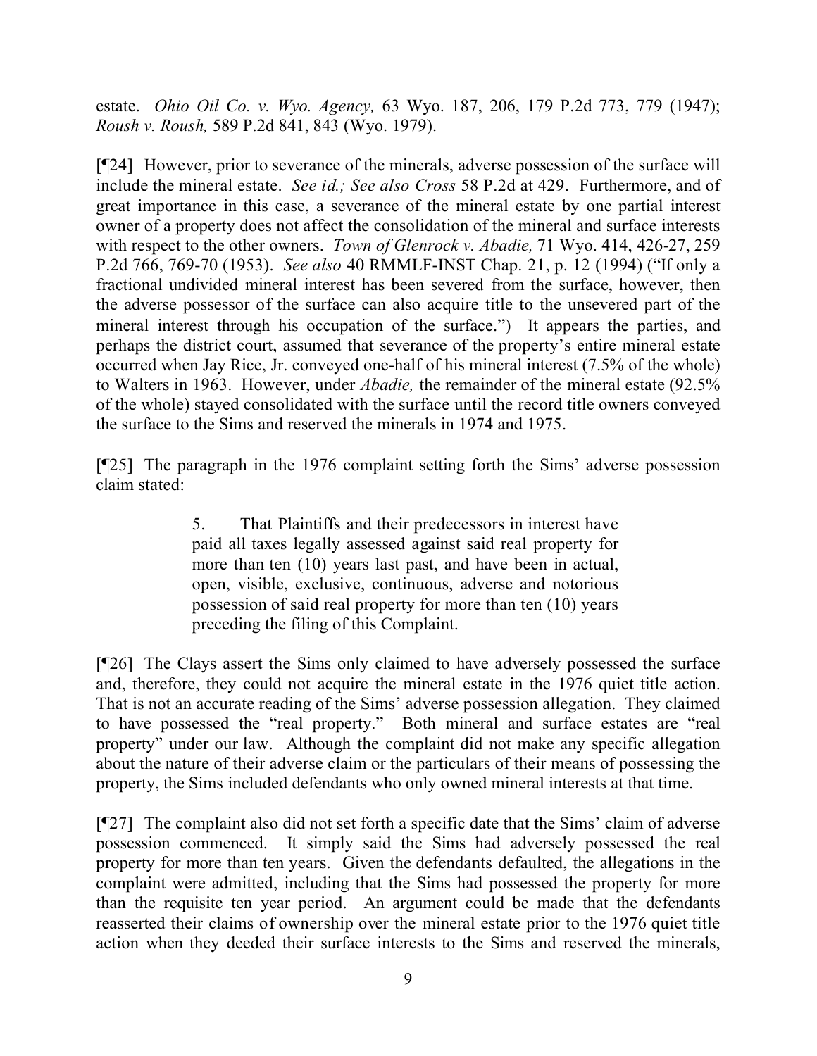estate. *Ohio Oil Co. v. Wyo. Agency,* 63 Wyo. 187, 206, 179 P.2d 773, 779 (1947); *Roush v. Roush,* 589 P.2d 841, 843 (Wyo. 1979).

[¶24] However, prior to severance of the minerals, adverse possession of the surface will include the mineral estate. *See id.; See also Cross* 58 P.2d at 429. Furthermore, and of great importance in this case, a severance of the mineral estate by one partial interest owner of a property does not affect the consolidation of the mineral and surface interests with respect to the other owners. *Town of Glenrock v. Abadie,* 71 Wyo. 414, 426-27, 259 P.2d 766, 769-70 (1953). *See also* 40 RMMLF-INST Chap. 21, p. 12 (1994) ("If only a fractional undivided mineral interest has been severed from the surface, however, then the adverse possessor of the surface can also acquire title to the unsevered part of the mineral interest through his occupation of the surface.") It appears the parties, and perhaps the district court, assumed that severance of the property's entire mineral estate occurred when Jay Rice, Jr. conveyed one-half of his mineral interest (7.5% of the whole) to Walters in 1963. However, under *Abadie,* the remainder of the mineral estate (92.5% of the whole) stayed consolidated with the surface until the record title owners conveyed the surface to the Sims and reserved the minerals in 1974 and 1975.

[¶25] The paragraph in the 1976 complaint setting forth the Sims' adverse possession claim stated:

> 5. That Plaintiffs and their predecessors in interest have paid all taxes legally assessed against said real property for more than ten (10) years last past, and have been in actual, open, visible, exclusive, continuous, adverse and notorious possession of said real property for more than ten (10) years preceding the filing of this Complaint.

[¶26] The Clays assert the Sims only claimed to have adversely possessed the surface and, therefore, they could not acquire the mineral estate in the 1976 quiet title action. That is not an accurate reading of the Sims' adverse possession allegation. They claimed to have possessed the "real property." Both mineral and surface estates are "real property" under our law. Although the complaint did not make any specific allegation about the nature of their adverse claim or the particulars of their means of possessing the property, the Sims included defendants who only owned mineral interests at that time.

[¶27] The complaint also did not set forth a specific date that the Sims' claim of adverse possession commenced. It simply said the Sims had adversely possessed the real property for more than ten years. Given the defendants defaulted, the allegations in the complaint were admitted, including that the Sims had possessed the property for more than the requisite ten year period. An argument could be made that the defendants reasserted their claims of ownership over the mineral estate prior to the 1976 quiet title action when they deeded their surface interests to the Sims and reserved the minerals,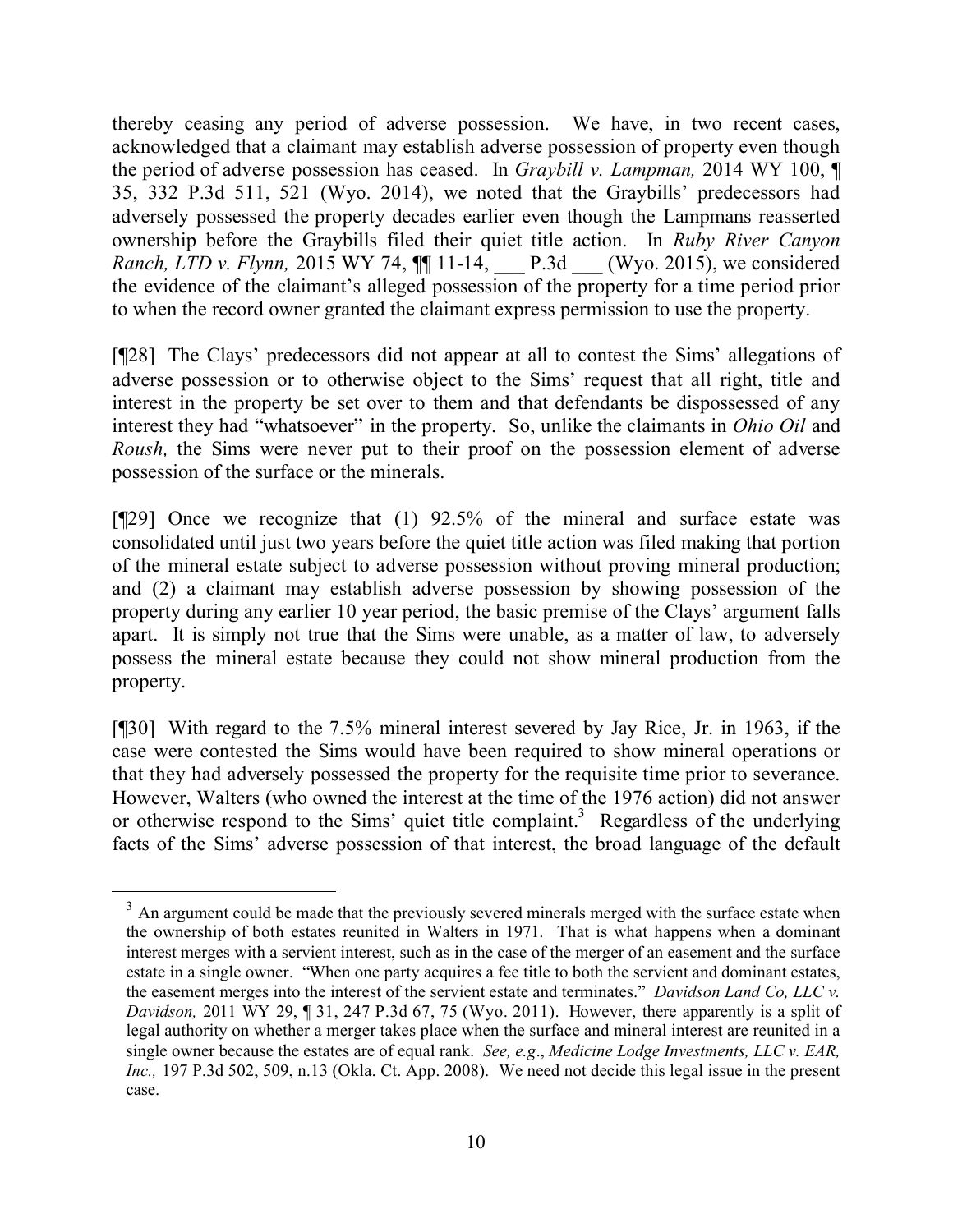thereby ceasing any period of adverse possession. We have, in two recent cases, acknowledged that a claimant may establish adverse possession of property even though the period of adverse possession has ceased. In *Graybill v. Lampman,* 2014 WY 100, ¶ 35, 332 P.3d 511, 521 (Wyo. 2014), we noted that the Graybills' predecessors had adversely possessed the property decades earlier even though the Lampmans reasserted ownership before the Graybills filed their quiet title action. In *Ruby River Canyon Ranch, LTD v. Flynn,* 2015 WY 74, ¶¶ 11-14, ___ P.3d ___ (Wyo. 2015), we considered the evidence of the claimant's alleged possession of the property for a time period prior to when the record owner granted the claimant express permission to use the property.

[¶28] The Clays' predecessors did not appear at all to contest the Sims' allegations of adverse possession or to otherwise object to the Sims' request that all right, title and interest in the property be set over to them and that defendants be dispossessed of any interest they had "whatsoever" in the property. So, unlike the claimants in *Ohio Oil* and *Roush,* the Sims were never put to their proof on the possession element of adverse possession of the surface or the minerals.

[¶29] Once we recognize that (1) 92.5% of the mineral and surface estate was consolidated until just two years before the quiet title action was filed making that portion of the mineral estate subject to adverse possession without proving mineral production; and (2) a claimant may establish adverse possession by showing possession of the property during any earlier 10 year period, the basic premise of the Clays' argument falls apart. It is simply not true that the Sims were unable, as a matter of law, to adversely possess the mineral estate because they could not show mineral production from the property.

[¶30] With regard to the 7.5% mineral interest severed by Jay Rice, Jr. in 1963, if the case were contested the Sims would have been required to show mineral operations or that they had adversely possessed the property for the requisite time prior to severance. However, Walters (who owned the interest at the time of the 1976 action) did not answer or otherwise respond to the Sims' quiet title complaint.[3] Regardless of the underlying facts of the Sims' adverse possession of that interest, the broad language of the default

---

[3] An argument could be made that the previously severed minerals merged with the surface estate when the ownership of both estates reunited in Walters in 1971. That is what happens when a dominant interest merges with a servient interest, such as in the case of the merger of an easement and the surface estate in a single owner. "When one party acquires a fee title to both the servient and dominant estates, the easement merges into the interest of the servient estate and terminates." *Davidson Land Co, LLC v. Davidson,* 2011 WY 29, ¶ 31, 247 P.3d 67, 75 (Wyo. 2011). However, there apparently is a split of legal authority on whether a merger takes place when the surface and mineral interest are reunited in a single owner because the estates are of equal rank. *See, e.g*., *Medicine Lodge Investments, LLC v. EAR, Inc.,* 197 P.3d 502, 509, n.13 (Okla. Ct. App. 2008). We need not decide this legal issue in the present case.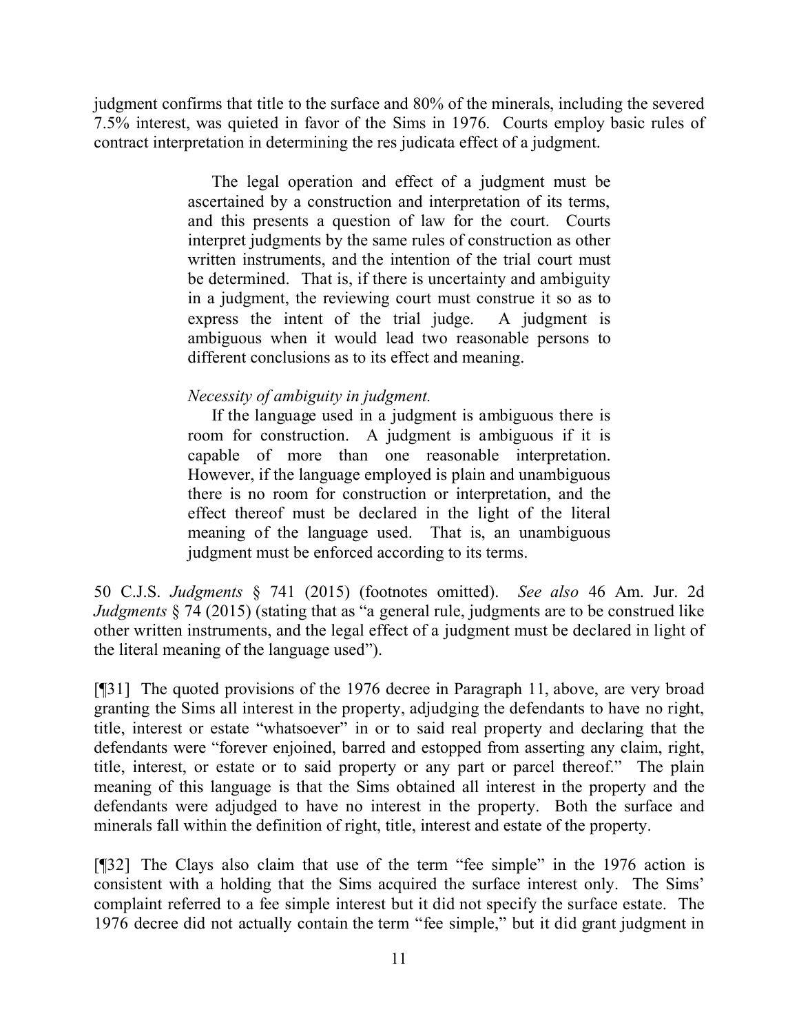judgment confirms that title to the surface and 80% of the minerals, including the severed 7.5% interest, was quieted in favor of the Sims in 1976. Courts employ basic rules of contract interpretation in determining the res judicata effect of a judgment.

> The legal operation and effect of a judgment must be ascertained by a construction and interpretation of its terms, and this presents a question of law for the court. Courts interpret judgments by the same rules of construction as other written instruments, and the intention of the trial court must be determined. That is, if there is uncertainty and ambiguity in a judgment, the reviewing court must construe it so as to express the intent of the trial judge. A judgment is ambiguous when it would lead two reasonable persons to different conclusions as to its effect and meaning.
>
> *Necessity of ambiguity in judgment.*
>
> If the language used in a judgment is ambiguous there is room for construction. A judgment is ambiguous if it is capable of more than one reasonable interpretation. However, if the language employed is plain and unambiguous there is no room for construction or interpretation, and the effect thereof must be declared in the light of the literal meaning of the language used. That is, an unambiguous judgment must be enforced according to its terms.

50 C.J.S. *Judgments* § 741 (2015) (footnotes omitted). *See also* 46 Am. Jur. 2d *Judgments* § 74 (2015) (stating that as "a general rule, judgments are to be construed like other written instruments, and the legal effect of a judgment must be declared in light of the literal meaning of the language used").

[¶31] The quoted provisions of the 1976 decree in Paragraph 11, above, are very broad granting the Sims all interest in the property, adjudging the defendants to have no right, title, interest or estate "whatsoever" in or to said real property and declaring that the defendants were "forever enjoined, barred and estopped from asserting any claim, right, title, interest, or estate or to said property or any part or parcel thereof." The plain meaning of this language is that the Sims obtained all interest in the property and the defendants were adjudged to have no interest in the property. Both the surface and minerals fall within the definition of right, title, interest and estate of the property.

[¶32] The Clays also claim that use of the term "fee simple" in the 1976 action is consistent with a holding that the Sims acquired the surface interest only. The Sims' complaint referred to a fee simple interest but it did not specify the surface estate. The 1976 decree did not actually contain the term "fee simple," but it did grant judgment in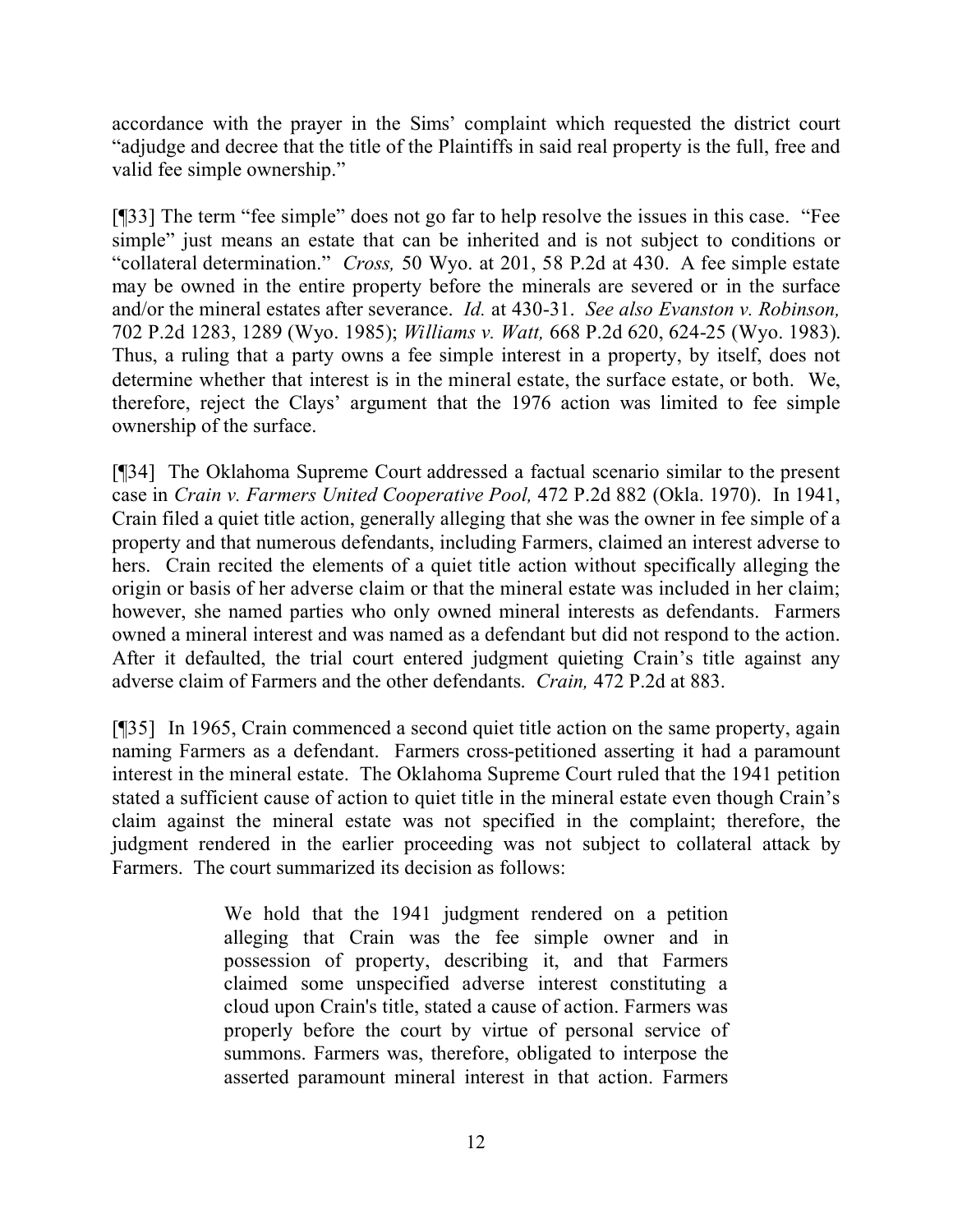accordance with the prayer in the Sims' complaint which requested the district court "adjudge and decree that the title of the Plaintiffs in said real property is the full, free and valid fee simple ownership."

[¶33] The term "fee simple" does not go far to help resolve the issues in this case. "Fee simple" just means an estate that can be inherited and is not subject to conditions or "collateral determination." *Cross,* 50 Wyo. at 201, 58 P.2d at 430. A fee simple estate may be owned in the entire property before the minerals are severed or in the surface and/or the mineral estates after severance. *Id.* at 430-31. *See also Evanston v. Robinson,* 702 P.2d 1283, 1289 (Wyo. 1985); *Williams v. Watt,* 668 P.2d 620, 624-25 (Wyo. 1983). Thus, a ruling that a party owns a fee simple interest in a property, by itself, does not determine whether that interest is in the mineral estate, the surface estate, or both. We, therefore, reject the Clays' argument that the 1976 action was limited to fee simple ownership of the surface.

[¶34] The Oklahoma Supreme Court addressed a factual scenario similar to the present case in *Crain v. Farmers United Cooperative Pool,* 472 P.2d 882 (Okla. 1970). In 1941, Crain filed a quiet title action, generally alleging that she was the owner in fee simple of a property and that numerous defendants, including Farmers, claimed an interest adverse to hers. Crain recited the elements of a quiet title action without specifically alleging the origin or basis of her adverse claim or that the mineral estate was included in her claim; however, she named parties who only owned mineral interests as defendants. Farmers owned a mineral interest and was named as a defendant but did not respond to the action. After it defaulted, the trial court entered judgment quieting Crain's title against any adverse claim of Farmers and the other defendants. *Crain,* 472 P.2d at 883.

[¶35] In 1965, Crain commenced a second quiet title action on the same property, again naming Farmers as a defendant. Farmers cross-petitioned asserting it had a paramount interest in the mineral estate. The Oklahoma Supreme Court ruled that the 1941 petition stated a sufficient cause of action to quiet title in the mineral estate even though Crain's claim against the mineral estate was not specified in the complaint; therefore, the judgment rendered in the earlier proceeding was not subject to collateral attack by Farmers. The court summarized its decision as follows:

> We hold that the 1941 judgment rendered on a petition alleging that Crain was the fee simple owner and in possession of property, describing it, and that Farmers claimed some unspecified adverse interest constituting a cloud upon Crain's title, stated a cause of action. Farmers was properly before the court by virtue of personal service of summons. Farmers was, therefore, obligated to interpose the asserted paramount mineral interest in that action. Farmers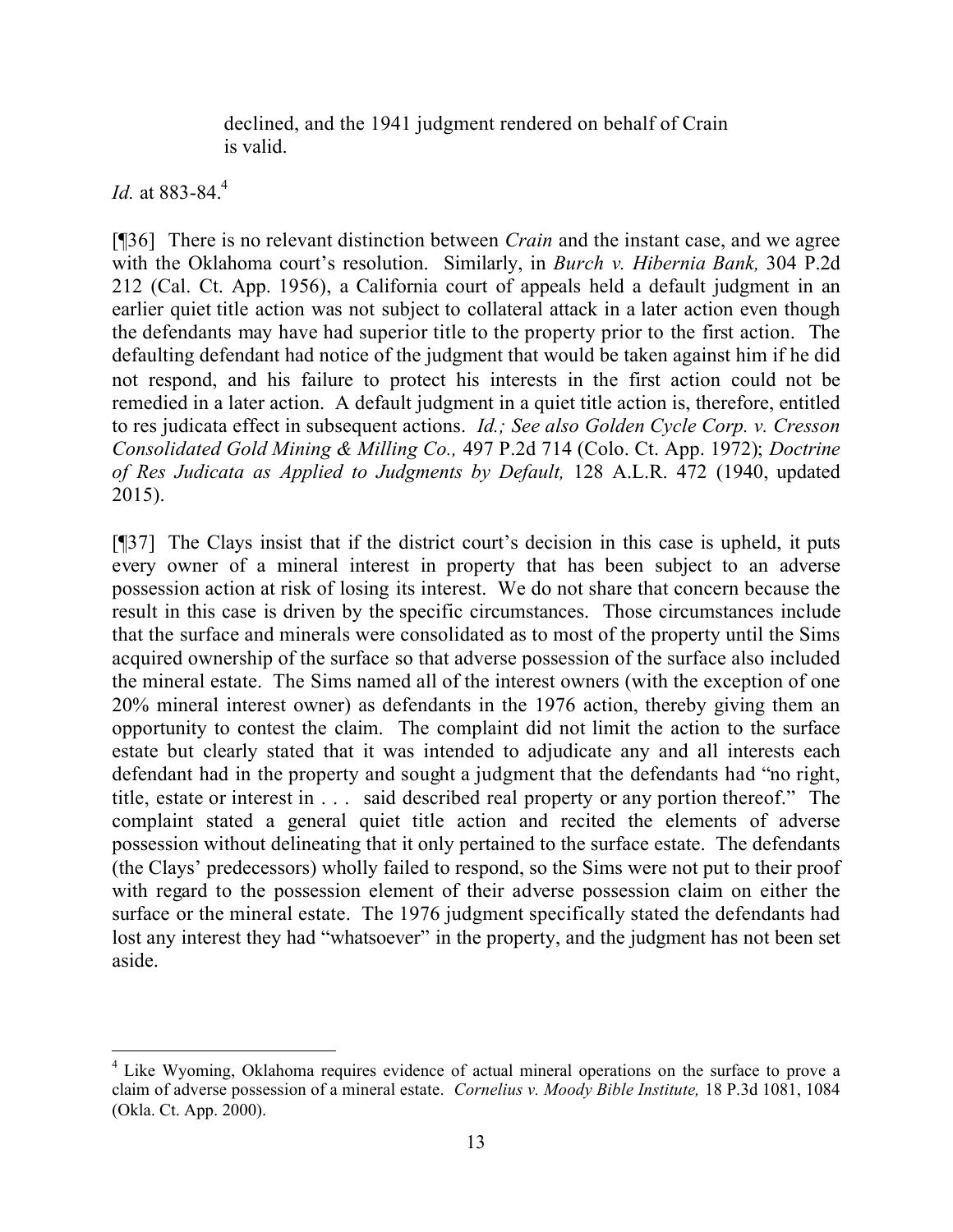> declined, and the 1941 judgment rendered on behalf of Crain is valid.

*Id.* at 883-84.[4]

[¶36] There is no relevant distinction between *Crain* and the instant case, and we agree with the Oklahoma court's resolution. Similarly, in *Burch v. Hibernia Bank,* 304 P.2d 212 (Cal. Ct. App. 1956), a California court of appeals held a default judgment in an earlier quiet title action was not subject to collateral attack in a later action even though the defendants may have had superior title to the property prior to the first action. The defaulting defendant had notice of the judgment that would be taken against him if he did not respond, and his failure to protect his interests in the first action could not be remedied in a later action. A default judgment in a quiet title action is, therefore, entitled to res judicata effect in subsequent actions. *Id.; See also Golden Cycle Corp. v. Cresson Consolidated Gold Mining & Milling Co.,* 497 P.2d 714 (Colo. Ct. App. 1972); *Doctrine of Res Judicata as Applied to Judgments by Default,* 128 A.L.R. 472 (1940, updated 2015).

[¶37] The Clays insist that if the district court's decision in this case is upheld, it puts every owner of a mineral interest in property that has been subject to an adverse possession action at risk of losing its interest. We do not share that concern because the result in this case is driven by the specific circumstances. Those circumstances include that the surface and minerals were consolidated as to most of the property until the Sims acquired ownership of the surface so that adverse possession of the surface also included the mineral estate. The Sims named all of the interest owners (with the exception of one 20% mineral interest owner) as defendants in the 1976 action, thereby giving them an opportunity to contest the claim. The complaint did not limit the action to the surface estate but clearly stated that it was intended to adjudicate any and all interests each defendant had in the property and sought a judgment that the defendants had "no right, title, estate or interest in . . . said described real property or any portion thereof." The complaint stated a general quiet title action and recited the elements of adverse possession without delineating that it only pertained to the surface estate. The defendants (the Clays' predecessors) wholly failed to respond, so the Sims were not put to their proof with regard to the possession element of their adverse possession claim on either the surface or the mineral estate. The 1976 judgment specifically stated the defendants had lost any interest they had "whatsoever" in the property, and the judgment has not been set aside.

---

[4] Like Wyoming, Oklahoma requires evidence of actual mineral operations on the surface to prove a claim of adverse possession of a mineral estate. *Cornelius v. Moody Bible Institute,* 18 P.3d 1081, 1084 (Okla. Ct. App. 2000).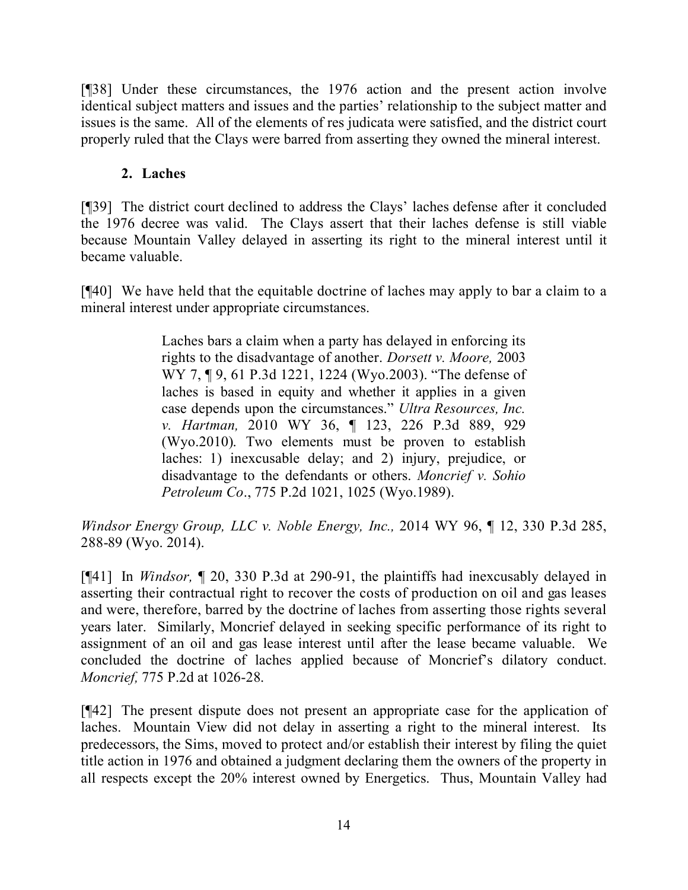[¶38] Under these circumstances, the 1976 action and the present action involve identical subject matters and issues and the parties' relationship to the subject matter and issues is the same. All of the elements of res judicata were satisfied, and the district court properly ruled that the Clays were barred from asserting they owned the mineral interest.

### 2. Laches

[¶39] The district court declined to address the Clays' laches defense after it concluded the 1976 decree was valid. The Clays assert that their laches defense is still viable because Mountain Valley delayed in asserting its right to the mineral interest until it became valuable.

[¶40] We have held that the equitable doctrine of laches may apply to bar a claim to a mineral interest under appropriate circumstances.

> Laches bars a claim when a party has delayed in enforcing its rights to the disadvantage of another. *Dorsett v. Moore,* 2003 WY 7, ¶ 9, 61 P.3d 1221, 1224 (Wyo.2003). "The defense of laches is based in equity and whether it applies in a given case depends upon the circumstances." *Ultra Resources, Inc. v. Hartman,* 2010 WY 36, ¶ 123, 226 P.3d 889, 929 (Wyo.2010). Two elements must be proven to establish laches: 1) inexcusable delay; and 2) injury, prejudice, or disadvantage to the defendants or others. *Moncrief v. Sohio Petroleum Co*., 775 P.2d 1021, 1025 (Wyo.1989).

*Windsor Energy Group, LLC v. Noble Energy, Inc.,* 2014 WY 96, ¶ 12, 330 P.3d 285, 288-89 (Wyo. 2014).

[¶41] In *Windsor,* ¶ 20, 330 P.3d at 290-91, the plaintiffs had inexcusably delayed in asserting their contractual right to recover the costs of production on oil and gas leases and were, therefore, barred by the doctrine of laches from asserting those rights several years later. Similarly, Moncrief delayed in seeking specific performance of its right to assignment of an oil and gas lease interest until after the lease became valuable. We concluded the doctrine of laches applied because of Moncrief's dilatory conduct. *Moncrief,* 775 P.2d at 1026-28.

[¶42] The present dispute does not present an appropriate case for the application of laches. Mountain View did not delay in asserting a right to the mineral interest. Its predecessors, the Sims, moved to protect and/or establish their interest by filing the quiet title action in 1976 and obtained a judgment declaring them the owners of the property in all respects except the 20% interest owned by Energetics. Thus, Mountain Valley had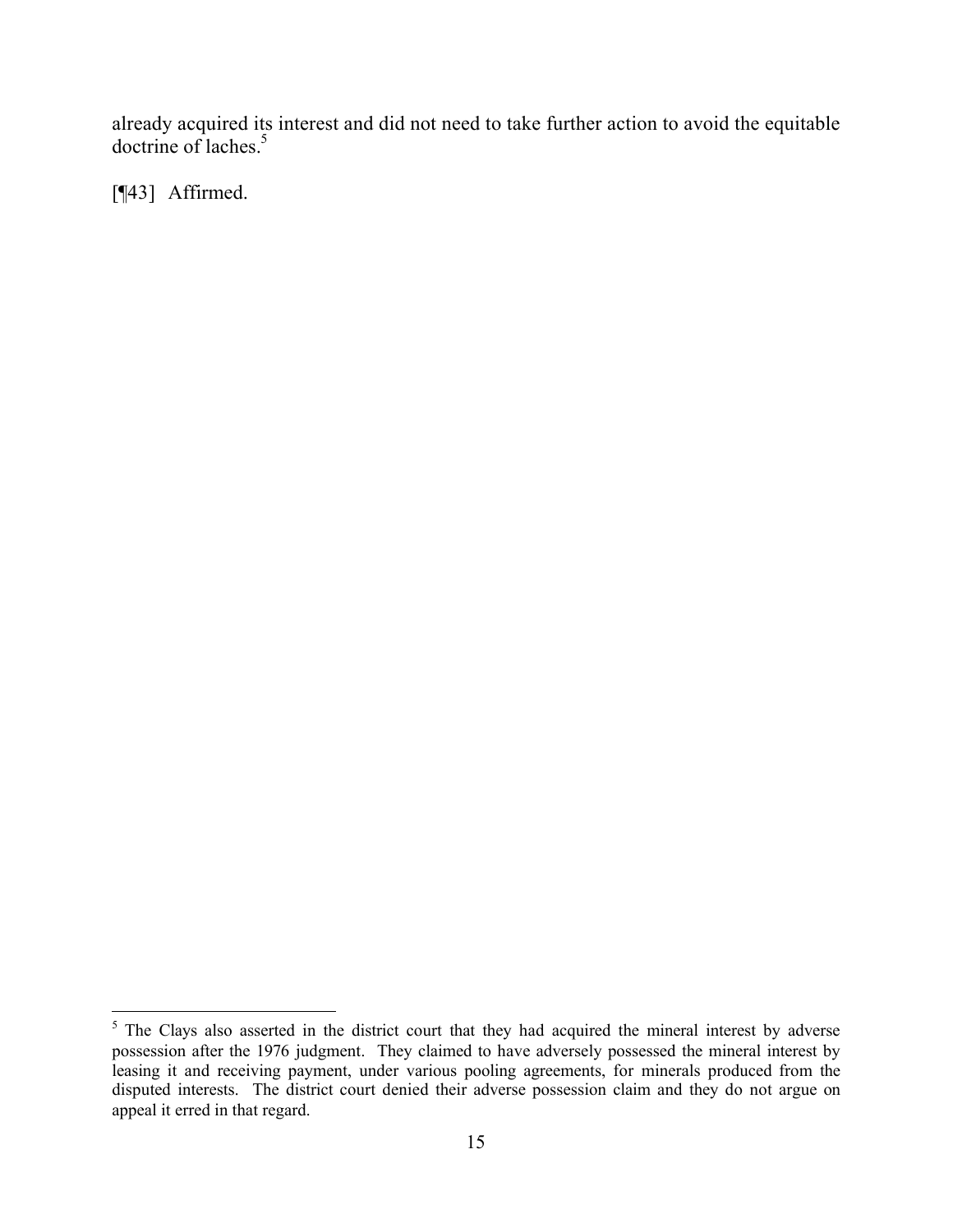already acquired its interest and did not need to take further action to avoid the equitable doctrine of laches.[5]

[¶43] Affirmed.

[5] The Clays also asserted in the district court that they had acquired the mineral interest by adverse possession after the 1976 judgment. They claimed to have adversely possessed the mineral interest by leasing it and receiving payment, under various pooling agreements, for minerals produced from the disputed interests. The district court denied their adverse possession claim and they do not argue on appeal it erred in that regard.